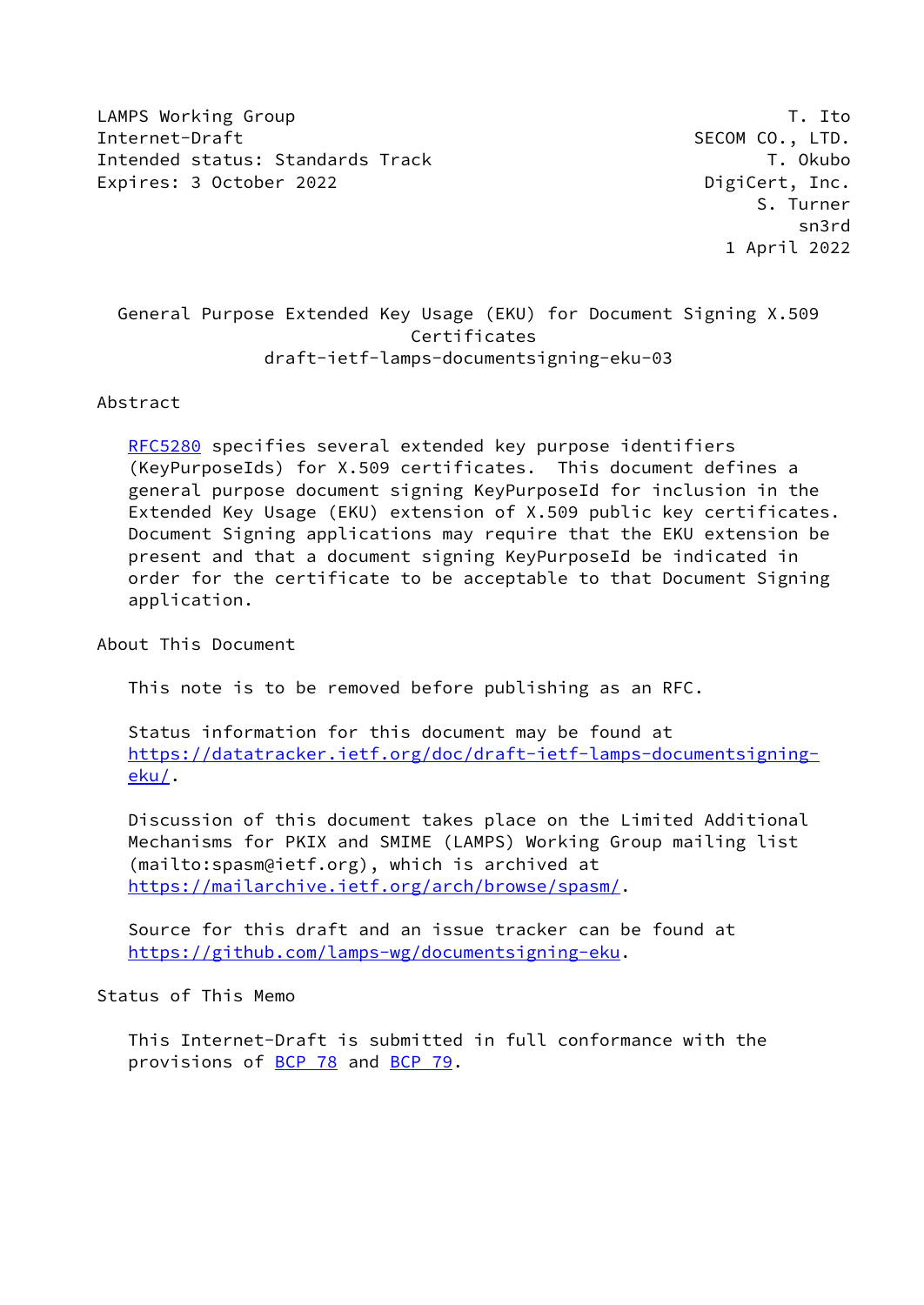LAMPS Working Group — T. Ito, SECOM CO., LTD.
Internet-Draft — T. Okubo, DigiCert, Inc.
Intended status: Standards Track — S. Turner, sn3rd
Expires: 3 October 2022 — 1 April 2022

# General Purpose Extended Key Usage (EKU) for Document Signing X.509 Certificates

draft-ietf-lamps-documentsigning-eku-03

## Abstract

RFC5280 specifies several extended key purpose identifiers (KeyPurposeIds) for X.509 certificates. This document defines a general purpose document signing KeyPurposeId for inclusion in the Extended Key Usage (EKU) extension of X.509 public key certificates. Document Signing applications may require that the EKU extension be present and that a document signing KeyPurposeId be indicated in order for the certificate to be acceptable to that Document Signing application.

## About This Document

This note is to be removed before publishing as an RFC.

Status information for this document may be found at https://datatracker.ietf.org/doc/draft-ietf-lamps-documentsigning-eku/.

Discussion of this document takes place on the Limited Additional Mechanisms for PKIX and SMIME (LAMPS) Working Group mailing list (mailto:spasm@ietf.org), which is archived at https://mailarchive.ietf.org/arch/browse/spasm/.

Source for this draft and an issue tracker can be found at https://github.com/lamps-wg/documentsigning-eku.

## Status of This Memo

This Internet-Draft is submitted in full conformance with the provisions of BCP 78 and BCP 79.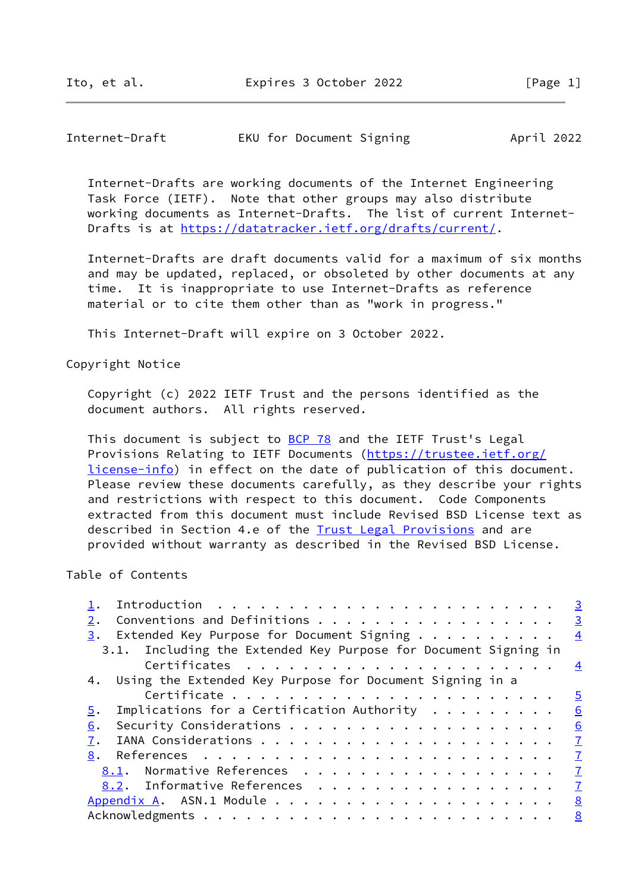Internet-Drafts are working documents of the Internet Engineering Task Force (IETF). Note that other groups may also distribute working documents as Internet-Drafts. The list of current Internet-Drafts is at https://datatracker.ietf.org/drafts/current/.

Internet-Drafts are draft documents valid for a maximum of six months and may be updated, replaced, or obsoleted by other documents at any time. It is inappropriate to use Internet-Drafts as reference material or to cite them other than as "work in progress."

This Internet-Draft will expire on 3 October 2022.

## Copyright Notice

Copyright (c) 2022 IETF Trust and the persons identified as the document authors. All rights reserved.

This document is subject to BCP 78 and the IETF Trust's Legal Provisions Relating to IETF Documents (https://trustee.ietf.org/license-info) in effect on the date of publication of this document. Please review these documents carefully, as they describe your rights and restrictions with respect to this document. Code Components extracted from this document must include Revised BSD License text as described in Section 4.e of the Trust Legal Provisions and are provided without warranty as described in the Revised BSD License.

## Table of Contents

```
1.  Introduction . . . . . . . . . . . . . . . . . . . . . . . .   3
2.  Conventions and Definitions . . . . . . . . . . . . . . . . .   3
3.  Extended Key Purpose for Document Signing . . . . . . . . . .   4
  3.1.  Including the Extended Key Purpose for Document Signing in
        Certificates . . . . . . . . . . . . . . . . . . . . . .   4
4.  Using the Extended Key Purpose for Document Signing in a
        Certificate . . . . . . . . . . . . . . . . . . . . . . .   5
5.  Implications for a Certification Authority  . . . . . . . . .   6
6.  Security Considerations . . . . . . . . . . . . . . . . . . .   6
7.  IANA Considerations . . . . . . . . . . . . . . . . . . . . .   7
8.  References  . . . . . . . . . . . . . . . . . . . . . . . . .   7
  8.1.  Normative References  . . . . . . . . . . . . . . . . . .   7
  8.2.  Informative References  . . . . . . . . . . . . . . . . .   7
Appendix A.  ASN.1 Module . . . . . . . . . . . . . . . . . . . .   8
Acknowledgments . . . . . . . . . . . . . . . . . . . . . . . . .   8
```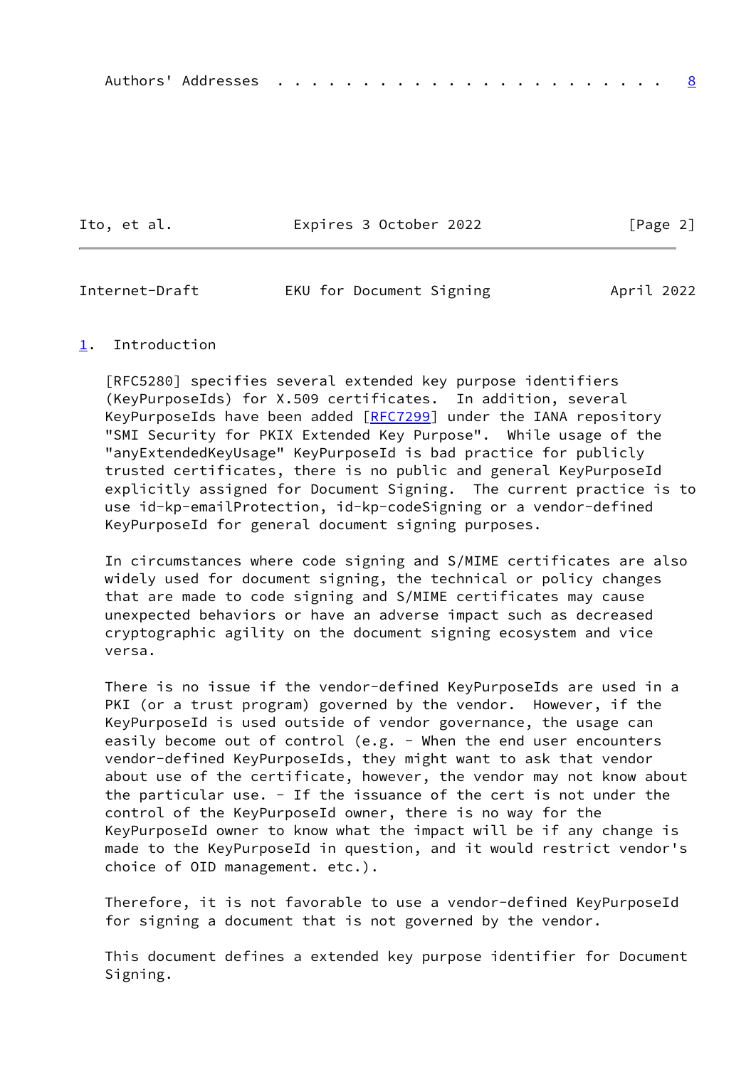Authors' Addresses . . . . . . . . . . . . . . . . . . . . . . . 8

## 1. Introduction

[RFC5280] specifies several extended key purpose identifiers (KeyPurposeIds) for X.509 certificates. In addition, several KeyPurposeIds have been added [RFC7299] under the IANA repository "SMI Security for PKIX Extended Key Purpose". While usage of the "anyExtendedKeyUsage" KeyPurposeId is bad practice for publicly trusted certificates, there is no public and general KeyPurposeId explicitly assigned for Document Signing. The current practice is to use id-kp-emailProtection, id-kp-codeSigning or a vendor-defined KeyPurposeId for general document signing purposes.

In circumstances where code signing and S/MIME certificates are also widely used for document signing, the technical or policy changes that are made to code signing and S/MIME certificates may cause unexpected behaviors or have an adverse impact such as decreased cryptographic agility on the document signing ecosystem and vice versa.

There is no issue if the vendor-defined KeyPurposeIds are used in a PKI (or a trust program) governed by the vendor. However, if the KeyPurposeId is used outside of vendor governance, the usage can easily become out of control (e.g. - When the end user encounters vendor-defined KeyPurposeIds, they might want to ask that vendor about use of the certificate, however, the vendor may not know about the particular use. - If the issuance of the cert is not under the control of the KeyPurposeId owner, there is no way for the KeyPurposeId owner to know what the impact will be if any change is made to the KeyPurposeId in question, and it would restrict vendor's choice of OID management. etc.).

Therefore, it is not favorable to use a vendor-defined KeyPurposeId for signing a document that is not governed by the vendor.

This document defines a extended key purpose identifier for Document Signing.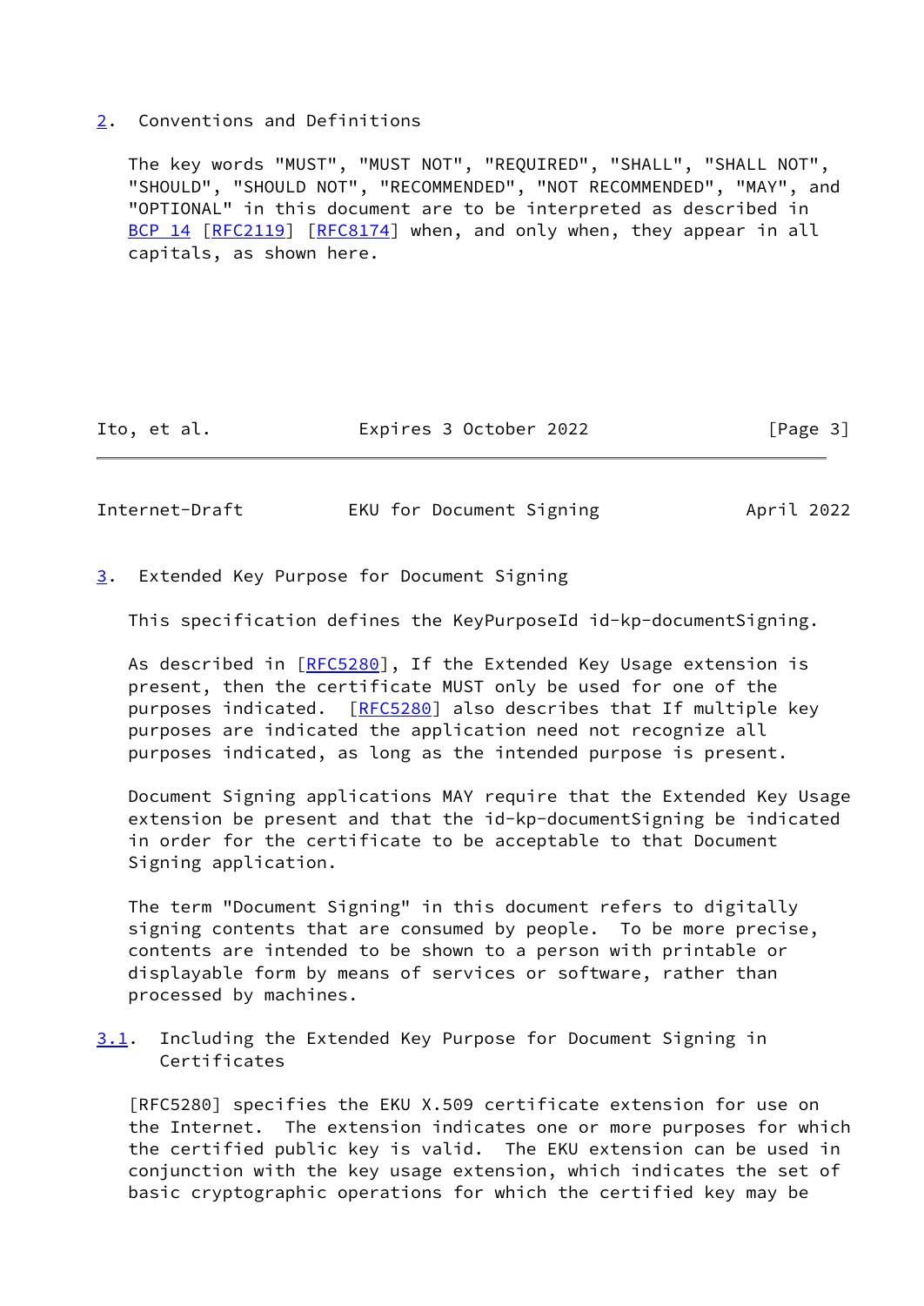## 2. Conventions and Definitions

The key words "MUST", "MUST NOT", "REQUIRED", "SHALL", "SHALL NOT", "SHOULD", "SHOULD NOT", "RECOMMENDED", "NOT RECOMMENDED", "MAY", and "OPTIONAL" in this document are to be interpreted as described in BCP 14 [RFC2119] [RFC8174] when, and only when, they appear in all capitals, as shown here.

## 3. Extended Key Purpose for Document Signing

This specification defines the KeyPurposeId id-kp-documentSigning.

As described in [RFC5280], If the Extended Key Usage extension is present, then the certificate MUST only be used for one of the purposes indicated. [RFC5280] also describes that If multiple key purposes are indicated the application need not recognize all purposes indicated, as long as the intended purpose is present.

Document Signing applications MAY require that the Extended Key Usage extension be present and that the id-kp-documentSigning be indicated in order for the certificate to be acceptable to that Document Signing application.

The term "Document Signing" in this document refers to digitally signing contents that are consumed by people. To be more precise, contents are intended to be shown to a person with printable or displayable form by means of services or software, rather than processed by machines.

### 3.1. Including the Extended Key Purpose for Document Signing in Certificates

[RFC5280] specifies the EKU X.509 certificate extension for use on the Internet. The extension indicates one or more purposes for which the certified public key is valid. The EKU extension can be used in conjunction with the key usage extension, which indicates the set of basic cryptographic operations for which the certified key may be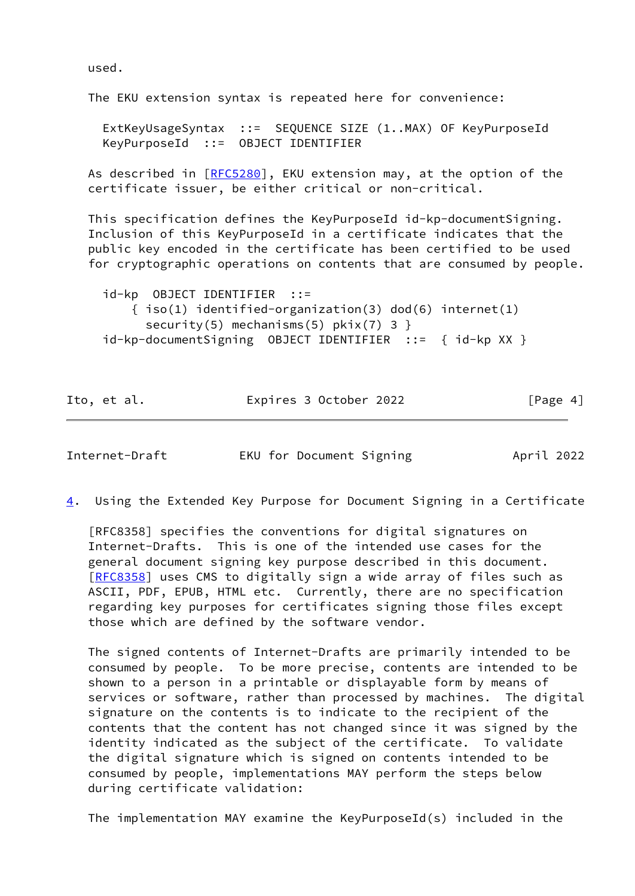used.

The EKU extension syntax is repeated here for convenience:

```
ExtKeyUsageSyntax  ::=  SEQUENCE SIZE (1..MAX) OF KeyPurposeId
KeyPurposeId  ::=  OBJECT IDENTIFIER
```

As described in [RFC5280], EKU extension may, at the option of the certificate issuer, be either critical or non-critical.

This specification defines the KeyPurposeId id-kp-documentSigning. Inclusion of this KeyPurposeId in a certificate indicates that the public key encoded in the certificate has been certified to be used for cryptographic operations on contents that are consumed by people.

```
id-kp  OBJECT IDENTIFIER  ::=
    { iso(1) identified-organization(3) dod(6) internet(1)
      security(5) mechanisms(5) pkix(7) 3 }
id-kp-documentSigning  OBJECT IDENTIFIER  ::=  { id-kp XX }
```

## 4. Using the Extended Key Purpose for Document Signing in a Certificate

[RFC8358] specifies the conventions for digital signatures on Internet-Drafts. This is one of the intended use cases for the general document signing key purpose described in this document. [RFC8358] uses CMS to digitally sign a wide array of files such as ASCII, PDF, EPUB, HTML etc. Currently, there are no specification regarding key purposes for certificates signing those files except those which are defined by the software vendor.

The signed contents of Internet-Drafts are primarily intended to be consumed by people. To be more precise, contents are intended to be shown to a person in a printable or displayable form by means of services or software, rather than processed by machines. The digital signature on the contents is to indicate to the recipient of the contents that the content has not changed since it was signed by the identity indicated as the subject of the certificate. To validate the digital signature which is signed on contents intended to be consumed by people, implementations MAY perform the steps below during certificate validation:

The implementation MAY examine the KeyPurposeId(s) included in the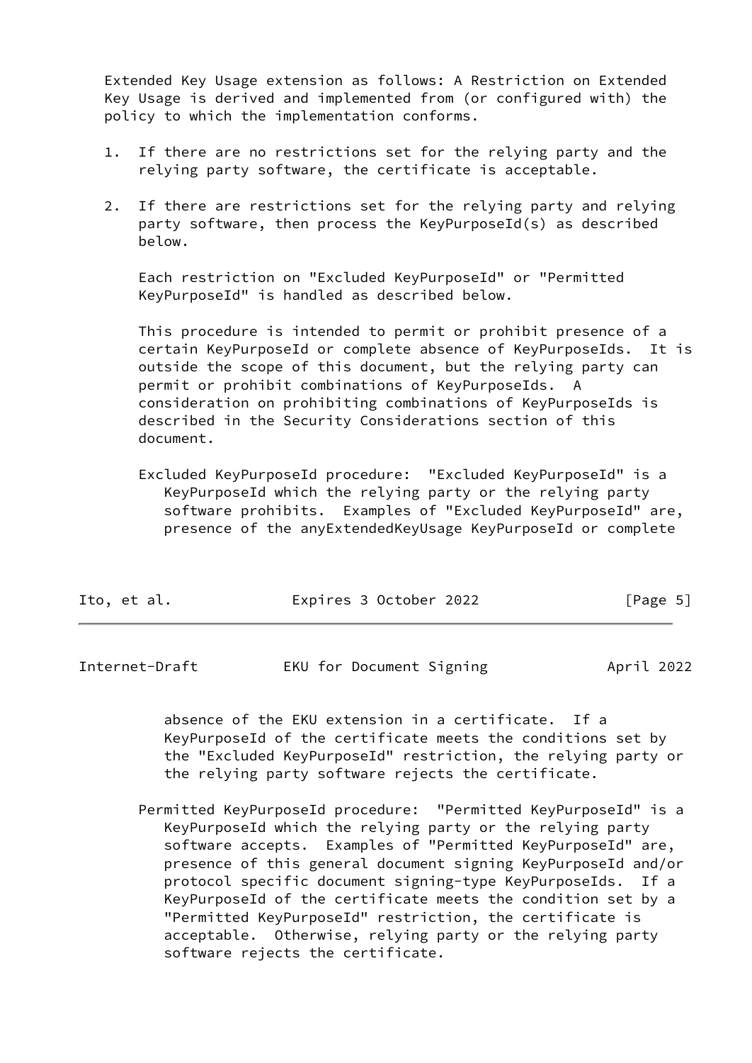Extended Key Usage extension as follows: A Restriction on Extended Key Usage is derived and implemented from (or configured with) the policy to which the implementation conforms.

1. If there are no restrictions set for the relying party and the relying party software, the certificate is acceptable.

2. If there are restrictions set for the relying party and relying party software, then process the KeyPurposeId(s) as described below.

   Each restriction on "Excluded KeyPurposeId" or "Permitted KeyPurposeId" is handled as described below.

   This procedure is intended to permit or prohibit presence of a certain KeyPurposeId or complete absence of KeyPurposeIds. It is outside the scope of this document, but the relying party can permit or prohibit combinations of KeyPurposeIds. A consideration on prohibiting combinations of KeyPurposeIds is described in the Security Considerations section of this document.

   Excluded KeyPurposeId procedure: "Excluded KeyPurposeId" is a KeyPurposeId which the relying party or the relying party software prohibits. Examples of "Excluded KeyPurposeId" are, presence of the anyExtendedKeyUsage KeyPurposeId or complete absence of the EKU extension in a certificate. If a KeyPurposeId of the certificate meets the conditions set by the "Excluded KeyPurposeId" restriction, the relying party or the relying party software rejects the certificate.

   Permitted KeyPurposeId procedure: "Permitted KeyPurposeId" is a KeyPurposeId which the relying party or the relying party software accepts. Examples of "Permitted KeyPurposeId" are, presence of this general document signing KeyPurposeId and/or protocol specific document signing-type KeyPurposeIds. If a KeyPurposeId of the certificate meets the condition set by a "Permitted KeyPurposeId" restriction, the certificate is acceptable. Otherwise, relying party or the relying party software rejects the certificate.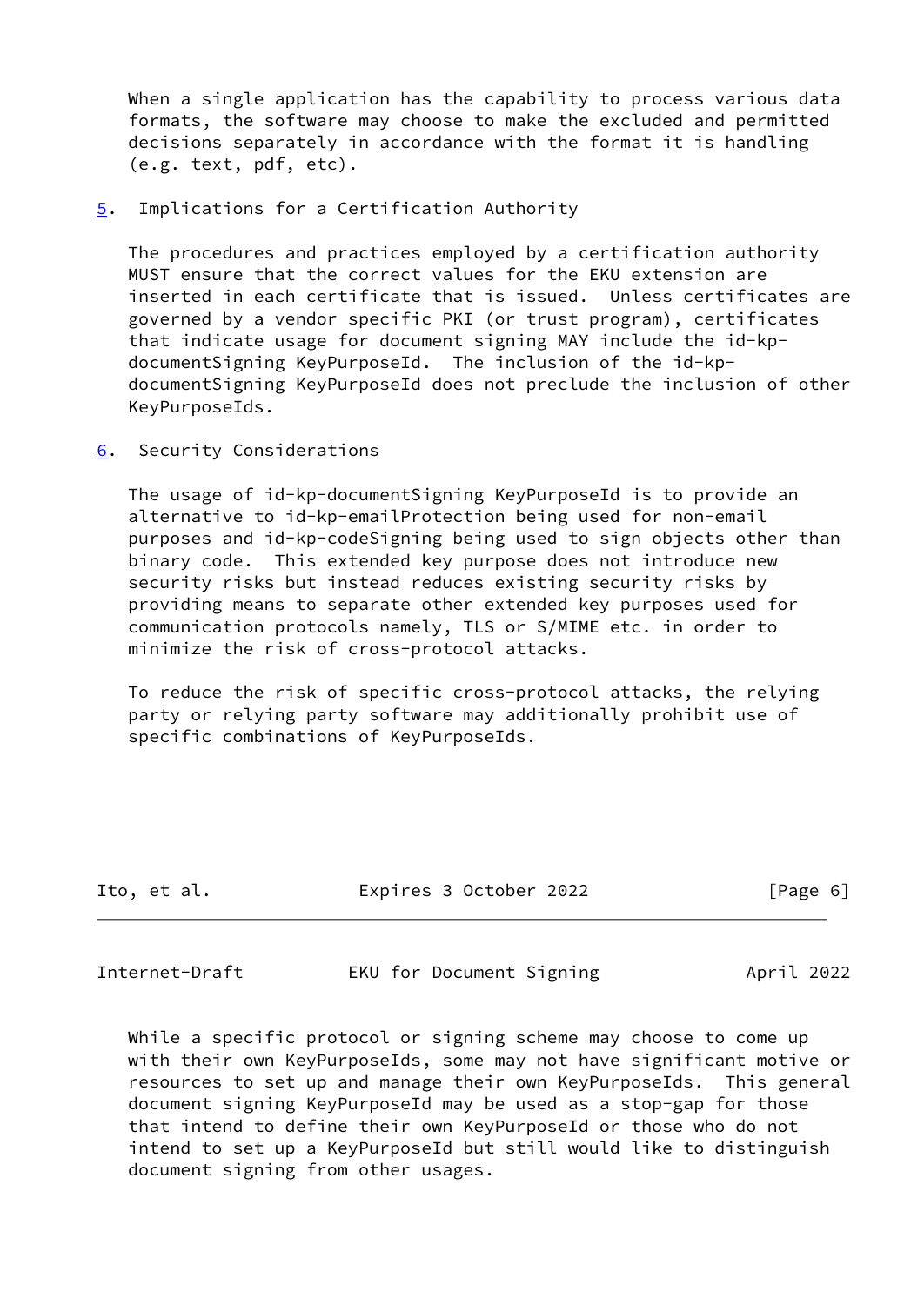When a single application has the capability to process various data formats, the software may choose to make the excluded and permitted decisions separately in accordance with the format it is handling (e.g. text, pdf, etc).

## 5. Implications for a Certification Authority

The procedures and practices employed by a certification authority MUST ensure that the correct values for the EKU extension are inserted in each certificate that is issued. Unless certificates are governed by a vendor specific PKI (or trust program), certificates that indicate usage for document signing MAY include the id-kp-documentSigning KeyPurposeId. The inclusion of the id-kp-documentSigning KeyPurposeId does not preclude the inclusion of other KeyPurposeIds.

## 6. Security Considerations

The usage of id-kp-documentSigning KeyPurposeId is to provide an alternative to id-kp-emailProtection being used for non-email purposes and id-kp-codeSigning being used to sign objects other than binary code. This extended key purpose does not introduce new security risks but instead reduces existing security risks by providing means to separate other extended key purposes used for communication protocols namely, TLS or S/MIME etc. in order to minimize the risk of cross-protocol attacks.

To reduce the risk of specific cross-protocol attacks, the relying party or relying party software may additionally prohibit use of specific combinations of KeyPurposeIds.

While a specific protocol or signing scheme may choose to come up with their own KeyPurposeIds, some may not have significant motive or resources to set up and manage their own KeyPurposeIds. This general document signing KeyPurposeId may be used as a stop-gap for those that intend to define their own KeyPurposeId or those who do not intend to set up a KeyPurposeId but still would like to distinguish document signing from other usages.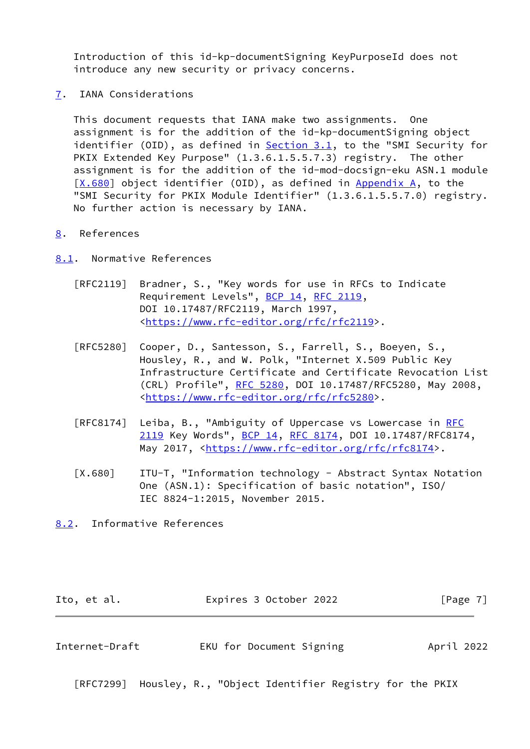Introduction of this id-kp-documentSigning KeyPurposeId does not introduce any new security or privacy concerns.

## 7. IANA Considerations

This document requests that IANA make two assignments. One assignment is for the addition of the id-kp-documentSigning object identifier (OID), as defined in Section 3.1, to the "SMI Security for PKIX Extended Key Purpose" (1.3.6.1.5.5.7.3) registry. The other assignment is for the addition of the id-mod-docsign-eku ASN.1 module [X.680] object identifier (OID), as defined in Appendix A, to the "SMI Security for PKIX Module Identifier" (1.3.6.1.5.5.7.0) registry. No further action is necessary by IANA.

## 8. References

### 8.1. Normative References

[RFC2119] Bradner, S., "Key words for use in RFCs to Indicate Requirement Levels", BCP 14, RFC 2119, DOI 10.17487/RFC2119, March 1997, <https://www.rfc-editor.org/rfc/rfc2119>.

[RFC5280] Cooper, D., Santesson, S., Farrell, S., Boeyen, S., Housley, R., and W. Polk, "Internet X.509 Public Key Infrastructure Certificate and Certificate Revocation List (CRL) Profile", RFC 5280, DOI 10.17487/RFC5280, May 2008, <https://www.rfc-editor.org/rfc/rfc5280>.

[RFC8174] Leiba, B., "Ambiguity of Uppercase vs Lowercase in RFC 2119 Key Words", BCP 14, RFC 8174, DOI 10.17487/RFC8174, May 2017, <https://www.rfc-editor.org/rfc/rfc8174>.

[X.680] ITU-T, "Information technology - Abstract Syntax Notation One (ASN.1): Specification of basic notation", ISO/IEC 8824-1:2015, November 2015.

### 8.2. Informative References

[RFC7299] Housley, R., "Object Identifier Registry for the PKIX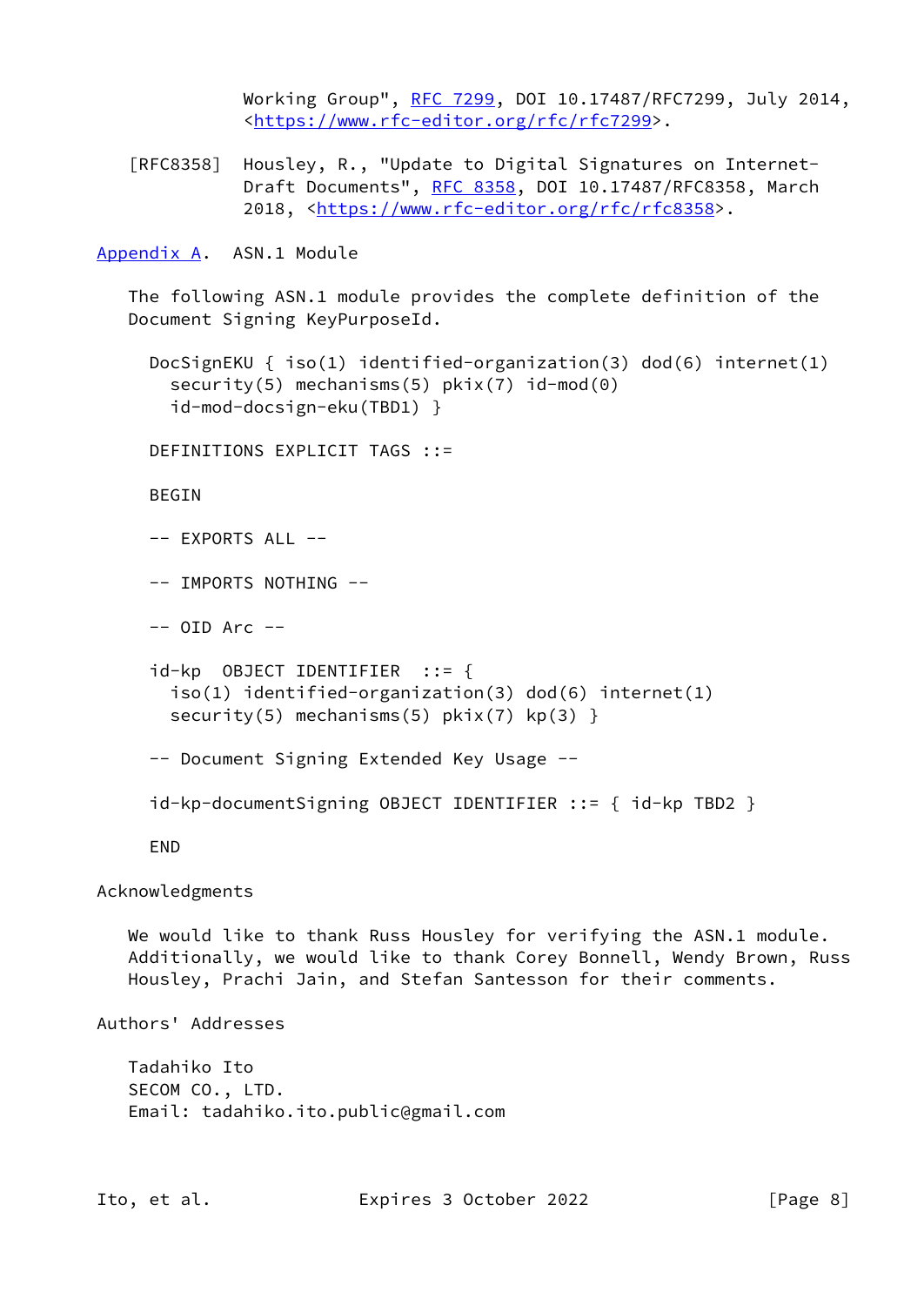Working Group", RFC 7299, DOI 10.17487/RFC7299, July 2014, <https://www.rfc-editor.org/rfc/rfc7299>.

[RFC8358] Housley, R., "Update to Digital Signatures on Internet-Draft Documents", RFC 8358, DOI 10.17487/RFC8358, March 2018, <https://www.rfc-editor.org/rfc/rfc8358>.

## Appendix A. ASN.1 Module

The following ASN.1 module provides the complete definition of the Document Signing KeyPurposeId.

```
DocSignEKU { iso(1) identified-organization(3) dod(6) internet(1)
  security(5) mechanisms(5) pkix(7) id-mod(0)
  id-mod-docsign-eku(TBD1) }

DEFINITIONS EXPLICIT TAGS ::=

BEGIN

-- EXPORTS ALL --

-- IMPORTS NOTHING --

-- OID Arc --

id-kp  OBJECT IDENTIFIER  ::= {
  iso(1) identified-organization(3) dod(6) internet(1)
  security(5) mechanisms(5) pkix(7) kp(3) }

-- Document Signing Extended Key Usage --

id-kp-documentSigning OBJECT IDENTIFIER ::= { id-kp TBD2 }

END
```

## Acknowledgments

We would like to thank Russ Housley for verifying the ASN.1 module. Additionally, we would like to thank Corey Bonnell, Wendy Brown, Russ Housley, Prachi Jain, and Stefan Santesson for their comments.

## Authors' Addresses

Tadahiko Ito
SECOM CO., LTD.
Email: tadahiko.ito.public@gmail.com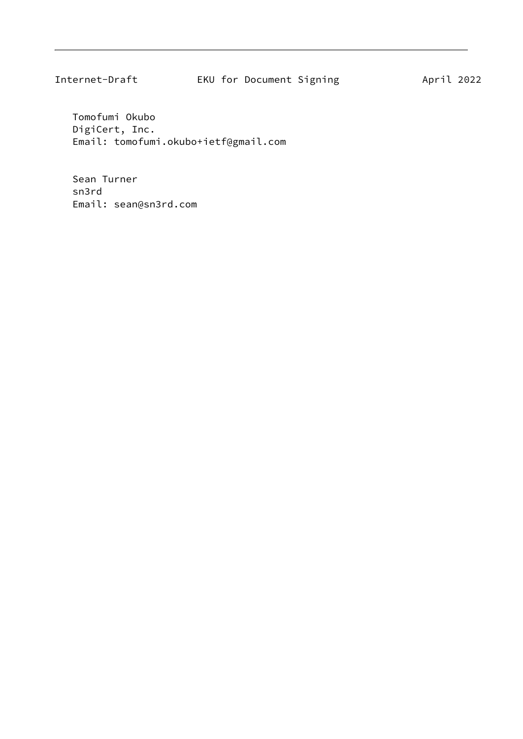Tomofumi Okubo
DigiCert, Inc.
Email: tomofumi.okubo+ietf@gmail.com

Sean Turner
sn3rd
Email: sean@sn3rd.com